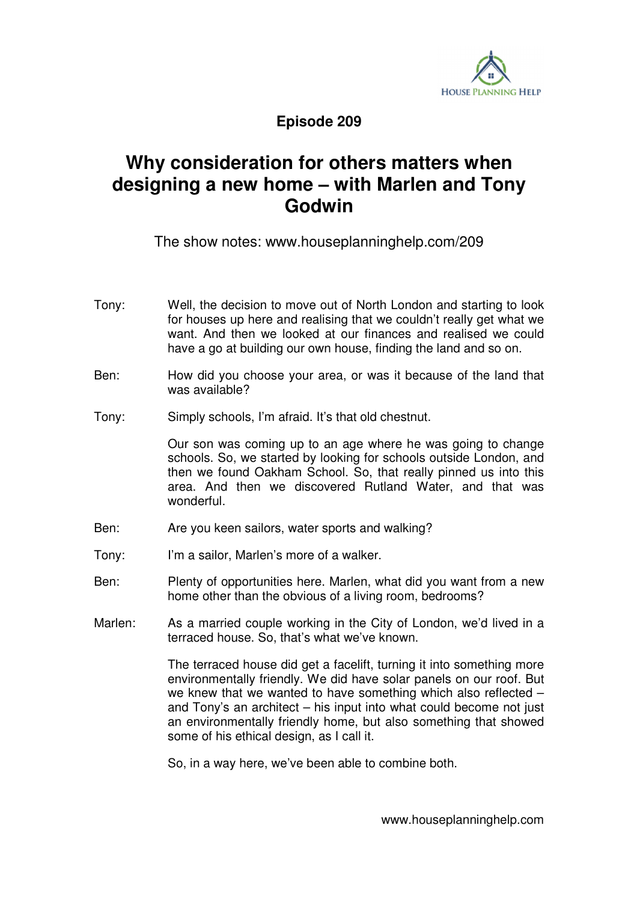**Episode 209**

# Why consideration for others matters when designing a new home – with Marlen and Tony Godwin

The show notes: www.houseplanninghelp.com/209

Tony: Well, the decision to move out of North London and starting to look for houses up here and realising that we couldn't really get what we want. And then we looked at our finances and realised we could have a go at building our own house, finding the land and so on.

Ben: How did you choose your area, or was it because of the land that was available?

Tony: Simply schools, I'm afraid. It's that old chestnut.

Our son was coming up to an age where he was going to change schools. So, we started by looking for schools outside London, and then we found Oakham School. So, that really pinned us into this area. And then we discovered Rutland Water, and that was wonderful.

Ben: Are you keen sailors, water sports and walking?

Tony: I'm a sailor, Marlen's more of a walker.

Ben: Plenty of opportunities here. Marlen, what did you want from a new home other than the obvious of a living room, bedrooms?

Marlen: As a married couple working in the City of London, we'd lived in a terraced house. So, that's what we've known.

The terraced house did get a facelift, turning it into something more environmentally friendly. We did have solar panels on our roof. But we knew that we wanted to have something which also reflected – and Tony's an architect – his input into what could become not just an environmentally friendly home, but also something that showed some of his ethical design, as I call it.

So, in a way here, we've been able to combine both.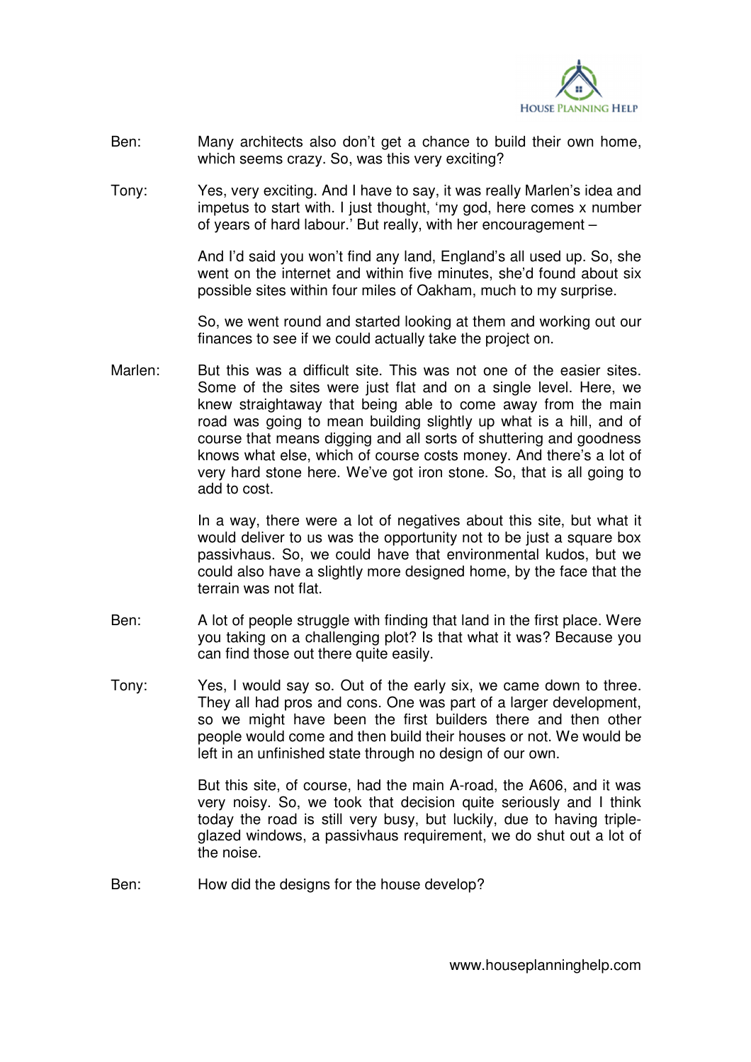Ben: Many architects also don't get a chance to build their own home, which seems crazy. So, was this very exciting?

Tony: Yes, very exciting. And I have to say, it was really Marlen's idea and impetus to start with. I just thought, 'my god, here comes x number of years of hard labour.' But really, with her encouragement –

And I'd said you won't find any land, England's all used up. So, she went on the internet and within five minutes, she'd found about six possible sites within four miles of Oakham, much to my surprise.

So, we went round and started looking at them and working out our finances to see if we could actually take the project on.

Marlen: But this was a difficult site. This was not one of the easier sites. Some of the sites were just flat and on a single level. Here, we knew straightaway that being able to come away from the main road was going to mean building slightly up what is a hill, and of course that means digging and all sorts of shuttering and goodness knows what else, which of course costs money. And there's a lot of very hard stone here. We've got iron stone. So, that is all going to add to cost.

In a way, there were a lot of negatives about this site, but what it would deliver to us was the opportunity not to be just a square box passivhaus. So, we could have that environmental kudos, but we could also have a slightly more designed home, by the face that the terrain was not flat.

Ben: A lot of people struggle with finding that land in the first place. Were you taking on a challenging plot? Is that what it was? Because you can find those out there quite easily.

Tony: Yes, I would say so. Out of the early six, we came down to three. They all had pros and cons. One was part of a larger development, so we might have been the first builders there and then other people would come and then build their houses or not. We would be left in an unfinished state through no design of our own.

But this site, of course, had the main A-road, the A606, and it was very noisy. So, we took that decision quite seriously and I think today the road is still very busy, but luckily, due to having triple-glazed windows, a passivhaus requirement, we do shut out a lot of the noise.

Ben: How did the designs for the house develop?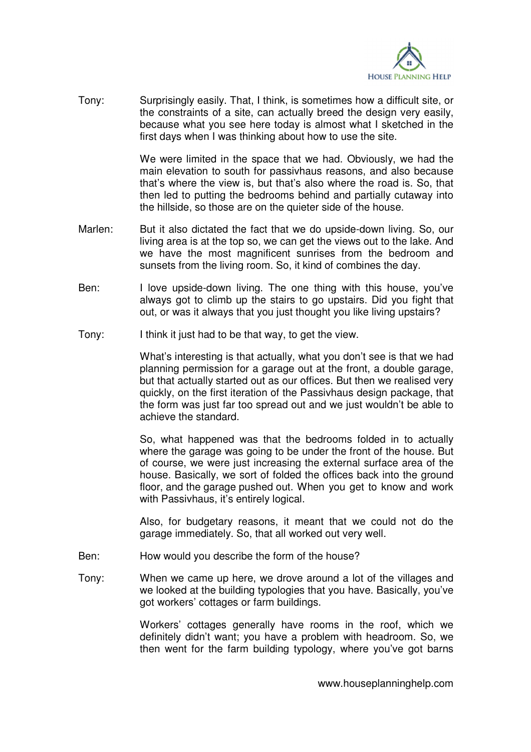Tony: Surprisingly easily. That, I think, is sometimes how a difficult site, or the constraints of a site, can actually breed the design very easily, because what you see here today is almost what I sketched in the first days when I was thinking about how to use the site.

We were limited in the space that we had. Obviously, we had the main elevation to south for passivhaus reasons, and also because that's where the view is, but that's also where the road is. So, that then led to putting the bedrooms behind and partially cutaway into the hillside, so those are on the quieter side of the house.

Marlen: But it also dictated the fact that we do upside-down living. So, our living area is at the top so, we can get the views out to the lake. And we have the most magnificent sunrises from the bedroom and sunsets from the living room. So, it kind of combines the day.

Ben: I love upside-down living. The one thing with this house, you've always got to climb up the stairs to go upstairs. Did you fight that out, or was it always that you just thought you like living upstairs?

Tony: I think it just had to be that way, to get the view.

What's interesting is that actually, what you don't see is that we had planning permission for a garage out at the front, a double garage, but that actually started out as our offices. But then we realised very quickly, on the first iteration of the Passivhaus design package, that the form was just far too spread out and we just wouldn't be able to achieve the standard.

So, what happened was that the bedrooms folded in to actually where the garage was going to be under the front of the house. But of course, we were just increasing the external surface area of the house. Basically, we sort of folded the offices back into the ground floor, and the garage pushed out. When you get to know and work with Passivhaus, it's entirely logical.

Also, for budgetary reasons, it meant that we could not do the garage immediately. So, that all worked out very well.

Ben: How would you describe the form of the house?

Tony: When we came up here, we drove around a lot of the villages and we looked at the building typologies that you have. Basically, you've got workers' cottages or farm buildings.

Workers' cottages generally have rooms in the roof, which we definitely didn't want; you have a problem with headroom. So, we then went for the farm building typology, where you've got barns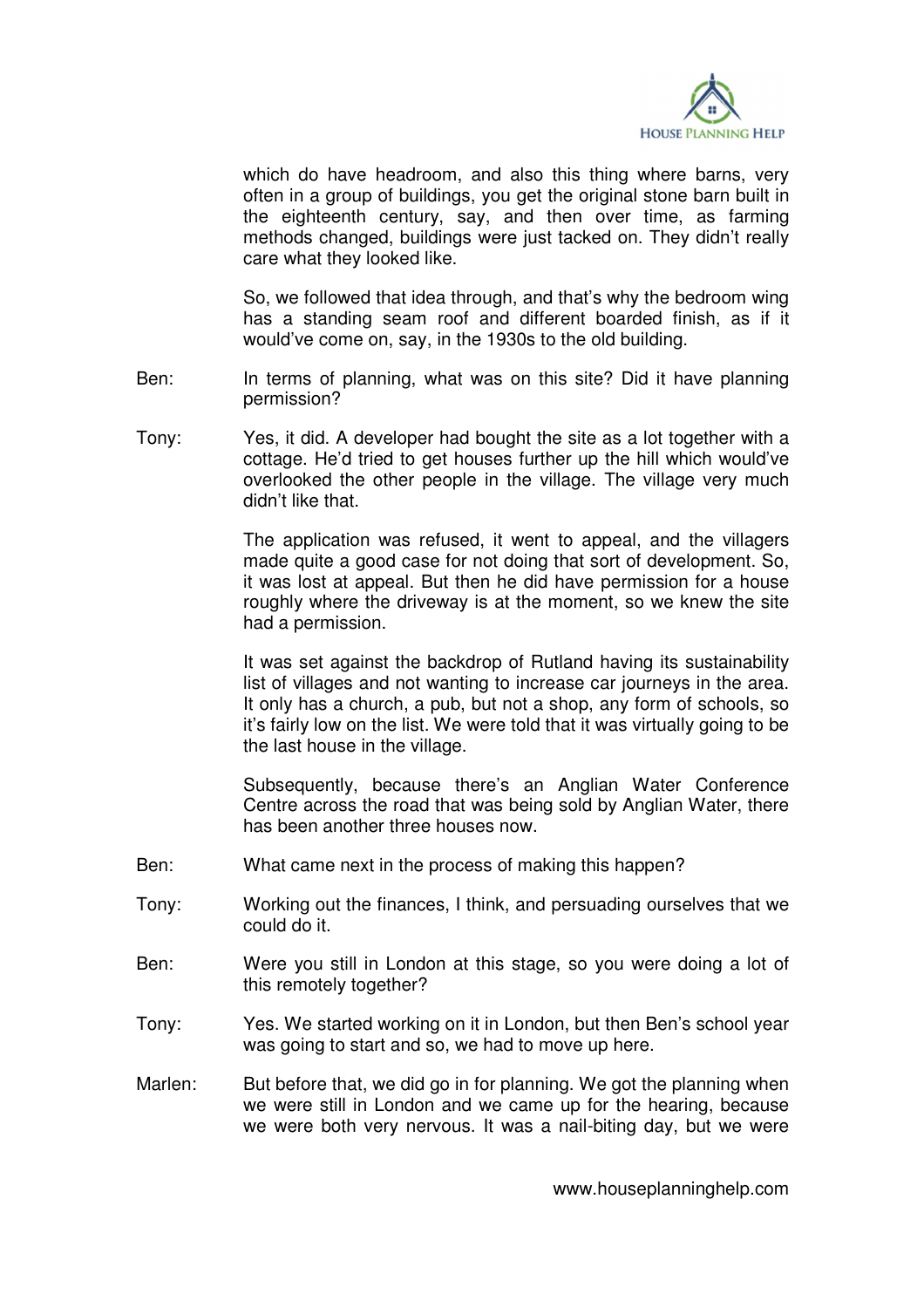which do have headroom, and also this thing where barns, very often in a group of buildings, you get the original stone barn built in the eighteenth century, say, and then over time, as farming methods changed, buildings were just tacked on. They didn't really care what they looked like.

So, we followed that idea through, and that's why the bedroom wing has a standing seam roof and different boarded finish, as if it would've come on, say, in the 1930s to the old building.

Ben: In terms of planning, what was on this site? Did it have planning permission?

Tony: Yes, it did. A developer had bought the site as a lot together with a cottage. He'd tried to get houses further up the hill which would've overlooked the other people in the village. The village very much didn't like that.

The application was refused, it went to appeal, and the villagers made quite a good case for not doing that sort of development. So, it was lost at appeal. But then he did have permission for a house roughly where the driveway is at the moment, so we knew the site had a permission.

It was set against the backdrop of Rutland having its sustainability list of villages and not wanting to increase car journeys in the area. It only has a church, a pub, but not a shop, any form of schools, so it's fairly low on the list. We were told that it was virtually going to be the last house in the village.

Subsequently, because there's an Anglian Water Conference Centre across the road that was being sold by Anglian Water, there has been another three houses now.

Ben: What came next in the process of making this happen?

Tony: Working out the finances, I think, and persuading ourselves that we could do it.

Ben: Were you still in London at this stage, so you were doing a lot of this remotely together?

Tony: Yes. We started working on it in London, but then Ben's school year was going to start and so, we had to move up here.

Marlen: But before that, we did go in for planning. We got the planning when we were still in London and we came up for the hearing, because we were both very nervous. It was a nail-biting day, but we were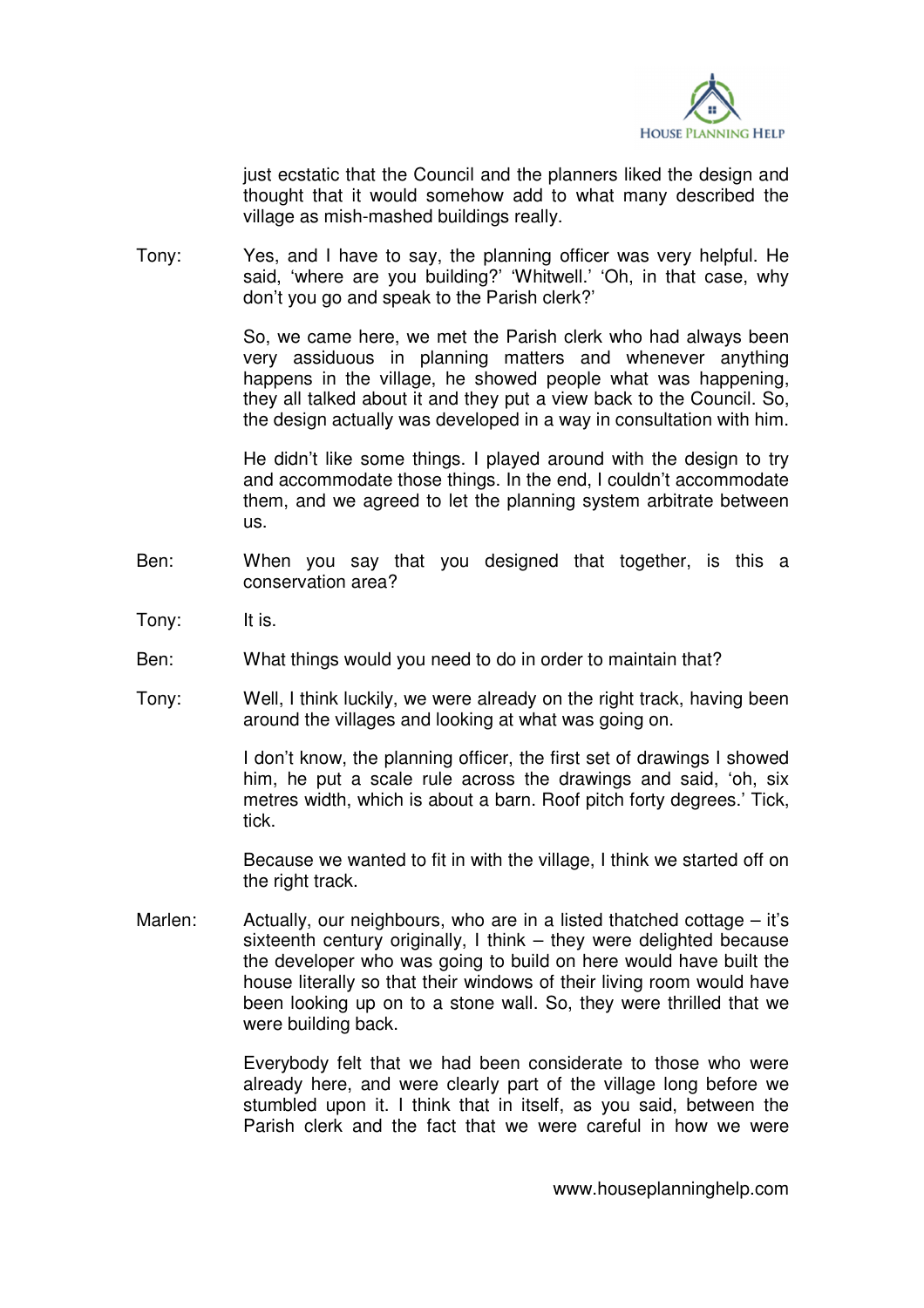just ecstatic that the Council and the planners liked the design and thought that it would somehow add to what many described the village as mish-mashed buildings really.

Tony: Yes, and I have to say, the planning officer was very helpful. He said, 'where are you building?' 'Whitwell.' 'Oh, in that case, why don't you go and speak to the Parish clerk?'

So, we came here, we met the Parish clerk who had always been very assiduous in planning matters and whenever anything happens in the village, he showed people what was happening, they all talked about it and they put a view back to the Council. So, the design actually was developed in a way in consultation with him.

He didn't like some things. I played around with the design to try and accommodate those things. In the end, I couldn't accommodate them, and we agreed to let the planning system arbitrate between us.

Ben: When you say that you designed that together, is this a conservation area?

Tony: It is.

Ben: What things would you need to do in order to maintain that?

Tony: Well, I think luckily, we were already on the right track, having been around the villages and looking at what was going on.

I don't know, the planning officer, the first set of drawings I showed him, he put a scale rule across the drawings and said, 'oh, six metres width, which is about a barn. Roof pitch forty degrees.' Tick, tick.

Because we wanted to fit in with the village, I think we started off on the right track.

Marlen: Actually, our neighbours, who are in a listed thatched cottage – it's sixteenth century originally, I think – they were delighted because the developer who was going to build on here would have built the house literally so that their windows of their living room would have been looking up on to a stone wall. So, they were thrilled that we were building back.

Everybody felt that we had been considerate to those who were already here, and were clearly part of the village long before we stumbled upon it. I think that in itself, as you said, between the Parish clerk and the fact that we were careful in how we were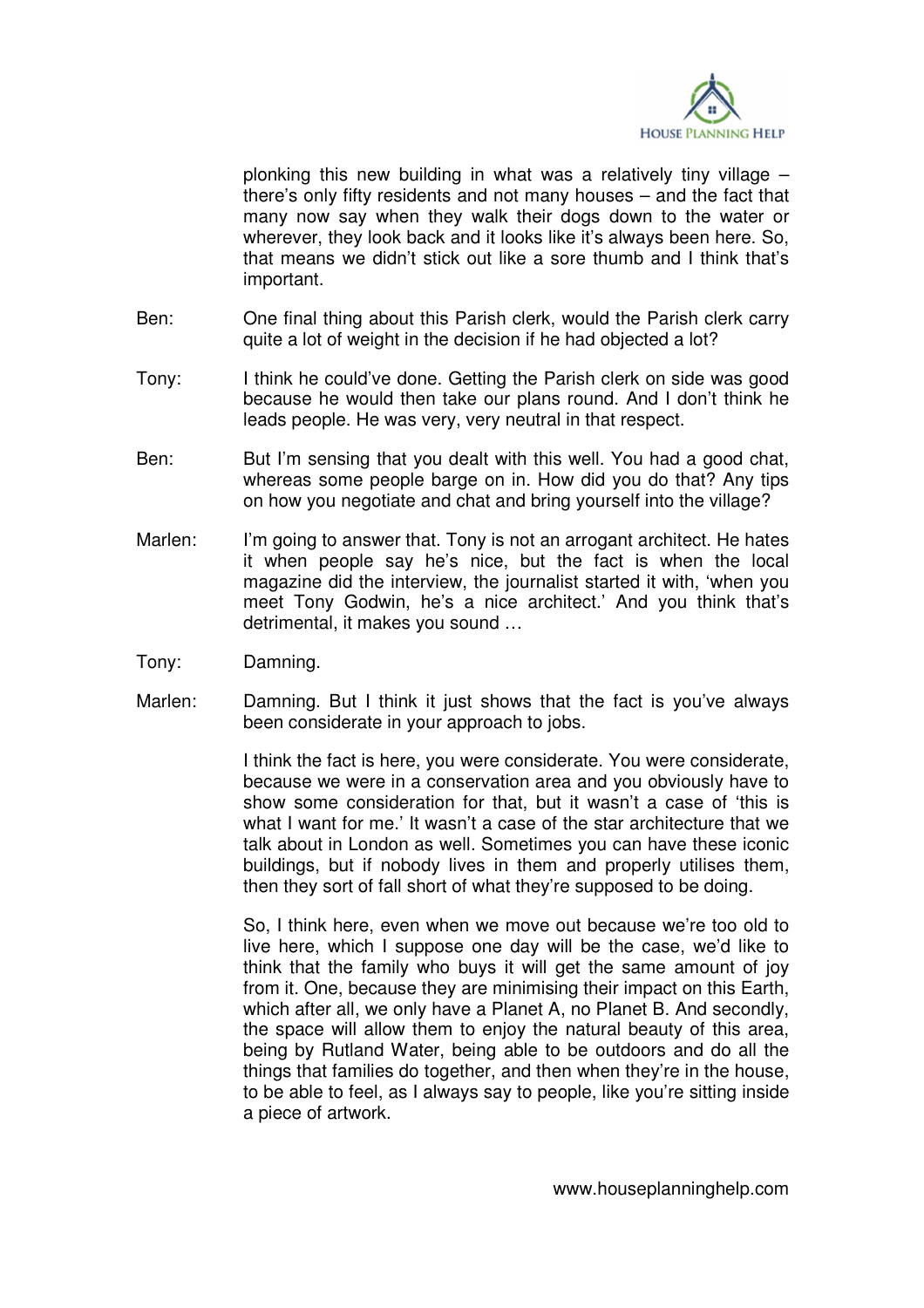plonking this new building in what was a relatively tiny village – there's only fifty residents and not many houses – and the fact that many now say when they walk their dogs down to the water or wherever, they look back and it looks like it's always been here. So, that means we didn't stick out like a sore thumb and I think that's important.

Ben: One final thing about this Parish clerk, would the Parish clerk carry quite a lot of weight in the decision if he had objected a lot?

Tony: I think he could've done. Getting the Parish clerk on side was good because he would then take our plans round. And I don't think he leads people. He was very, very neutral in that respect.

Ben: But I'm sensing that you dealt with this well. You had a good chat, whereas some people barge on in. How did you do that? Any tips on how you negotiate and chat and bring yourself into the village?

Marlen: I'm going to answer that. Tony is not an arrogant architect. He hates it when people say he's nice, but the fact is when the local magazine did the interview, the journalist started it with, 'when you meet Tony Godwin, he's a nice architect.' And you think that's detrimental, it makes you sound …

Tony: Damning.

Marlen: Damning. But I think it just shows that the fact is you've always been considerate in your approach to jobs.

I think the fact is here, you were considerate. You were considerate, because we were in a conservation area and you obviously have to show some consideration for that, but it wasn't a case of 'this is what I want for me.' It wasn't a case of the star architecture that we talk about in London as well. Sometimes you can have these iconic buildings, but if nobody lives in them and properly utilises them, then they sort of fall short of what they're supposed to be doing.

So, I think here, even when we move out because we're too old to live here, which I suppose one day will be the case, we'd like to think that the family who buys it will get the same amount of joy from it. One, because they are minimising their impact on this Earth, which after all, we only have a Planet A, no Planet B. And secondly, the space will allow them to enjoy the natural beauty of this area, being by Rutland Water, being able to be outdoors and do all the things that families do together, and then when they're in the house, to be able to feel, as I always say to people, like you're sitting inside a piece of artwork.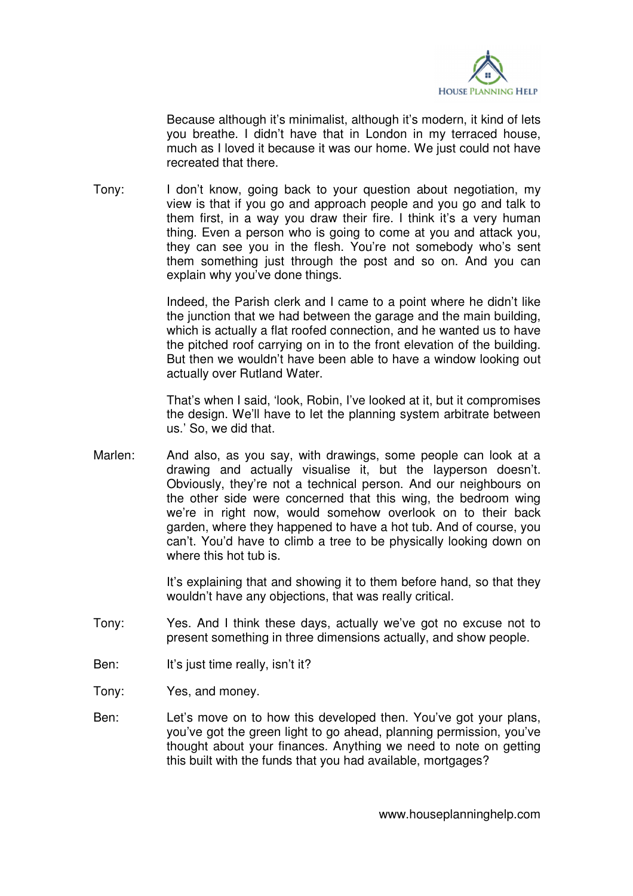Because although it's minimalist, although it's modern, it kind of lets you breathe. I didn't have that in London in my terraced house, much as I loved it because it was our home. We just could not have recreated that there.

Tony: I don't know, going back to your question about negotiation, my view is that if you go and approach people and you go and talk to them first, in a way you draw their fire. I think it's a very human thing. Even a person who is going to come at you and attack you, they can see you in the flesh. You're not somebody who's sent them something just through the post and so on. And you can explain why you've done things.

Indeed, the Parish clerk and I came to a point where he didn't like the junction that we had between the garage and the main building, which is actually a flat roofed connection, and he wanted us to have the pitched roof carrying on in to the front elevation of the building. But then we wouldn't have been able to have a window looking out actually over Rutland Water.

That's when I said, 'look, Robin, I've looked at it, but it compromises the design. We'll have to let the planning system arbitrate between us.' So, we did that.

Marlen: And also, as you say, with drawings, some people can look at a drawing and actually visualise it, but the layperson doesn't. Obviously, they're not a technical person. And our neighbours on the other side were concerned that this wing, the bedroom wing we're in right now, would somehow overlook on to their back garden, where they happened to have a hot tub. And of course, you can't. You'd have to climb a tree to be physically looking down on where this hot tub is.

It's explaining that and showing it to them before hand, so that they wouldn't have any objections, that was really critical.

Tony: Yes. And I think these days, actually we've got no excuse not to present something in three dimensions actually, and show people.

Ben: It's just time really, isn't it?

Tony: Yes, and money.

Ben: Let's move on to how this developed then. You've got your plans, you've got the green light to go ahead, planning permission, you've thought about your finances. Anything we need to note on getting this built with the funds that you had available, mortgages?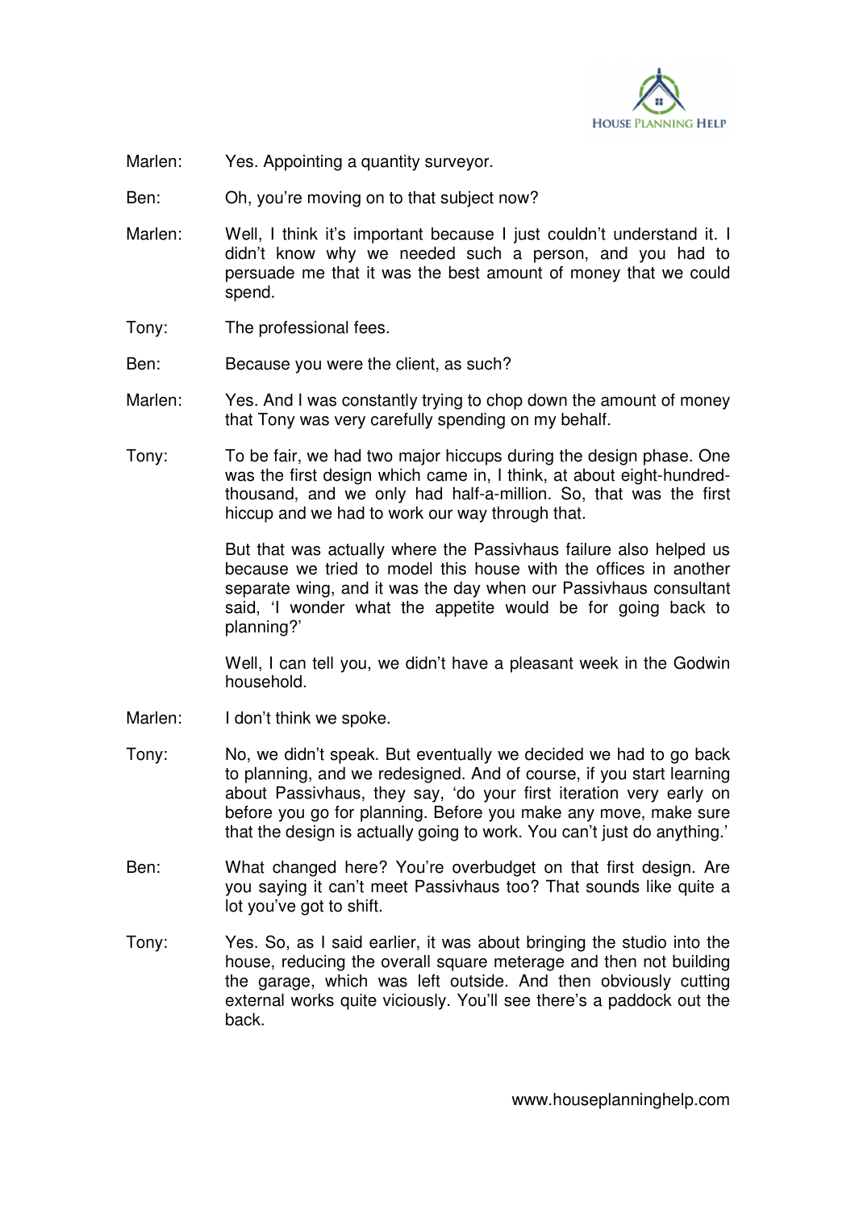Marlen: Yes. Appointing a quantity surveyor.

Ben: Oh, you're moving on to that subject now?

Marlen: Well, I think it's important because I just couldn't understand it. I didn't know why we needed such a person, and you had to persuade me that it was the best amount of money that we could spend.

Tony: The professional fees.

Ben: Because you were the client, as such?

Marlen: Yes. And I was constantly trying to chop down the amount of money that Tony was very carefully spending on my behalf.

Tony: To be fair, we had two major hiccups during the design phase. One was the first design which came in, I think, at about eight-hundred-thousand, and we only had half-a-million. So, that was the first hiccup and we had to work our way through that.

But that was actually where the Passivhaus failure also helped us because we tried to model this house with the offices in another separate wing, and it was the day when our Passivhaus consultant said, 'I wonder what the appetite would be for going back to planning?'

Well, I can tell you, we didn't have a pleasant week in the Godwin household.

Marlen: I don't think we spoke.

Tony: No, we didn't speak. But eventually we decided we had to go back to planning, and we redesigned. And of course, if you start learning about Passivhaus, they say, 'do your first iteration very early on before you go for planning. Before you make any move, make sure that the design is actually going to work. You can't just do anything.'

Ben: What changed here? You're overbudget on that first design. Are you saying it can't meet Passivhaus too? That sounds like quite a lot you've got to shift.

Tony: Yes. So, as I said earlier, it was about bringing the studio into the house, reducing the overall square meterage and then not building the garage, which was left outside. And then obviously cutting external works quite viciously. You'll see there's a paddock out the back.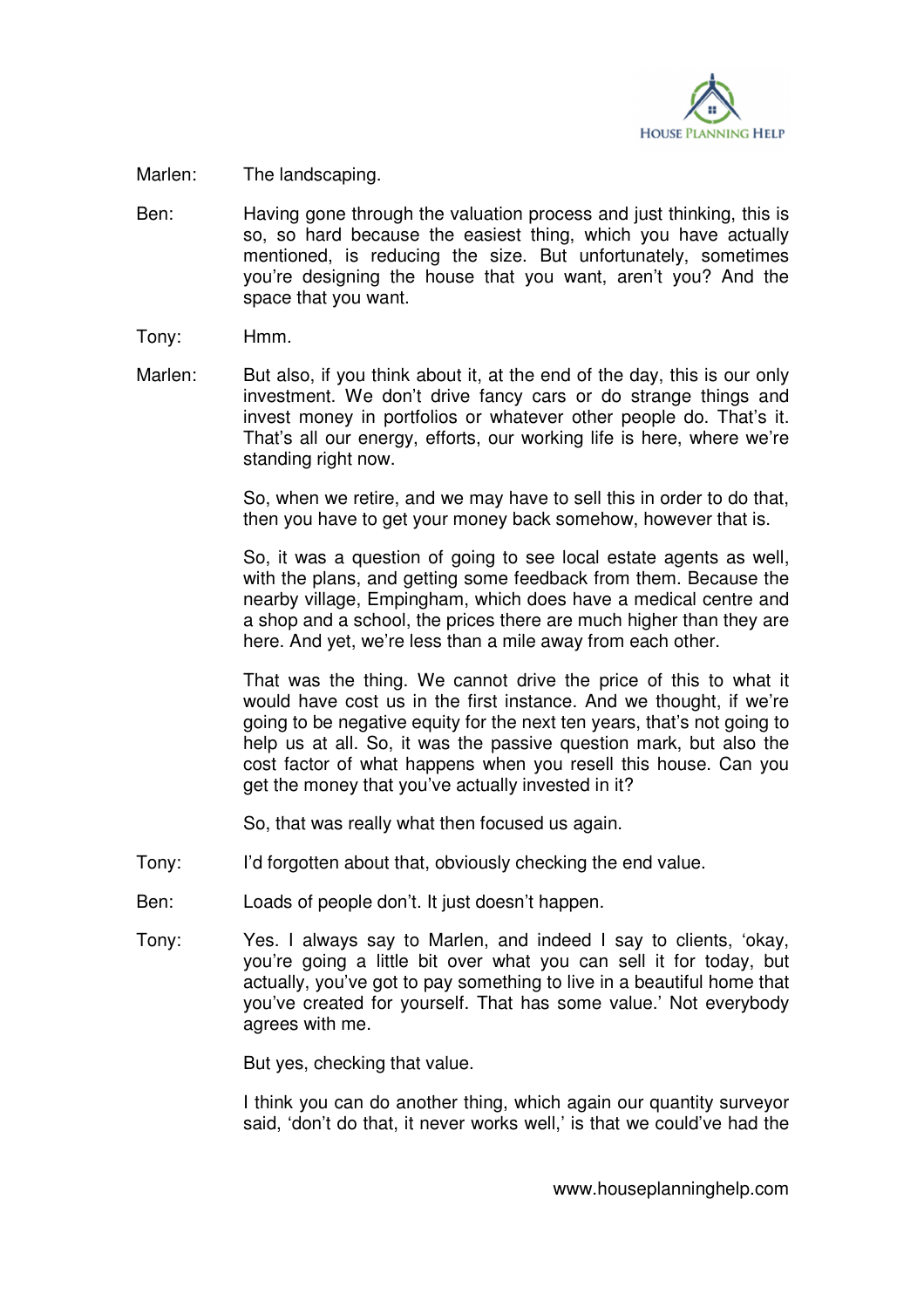Marlen: The landscaping.

Ben: Having gone through the valuation process and just thinking, this is so, so hard because the easiest thing, which you have actually mentioned, is reducing the size. But unfortunately, sometimes you're designing the house that you want, aren't you? And the space that you want.

Tony: Hmm.

Marlen: But also, if you think about it, at the end of the day, this is our only investment. We don't drive fancy cars or do strange things and invest money in portfolios or whatever other people do. That's it. That's all our energy, efforts, our working life is here, where we're standing right now.

So, when we retire, and we may have to sell this in order to do that, then you have to get your money back somehow, however that is.

So, it was a question of going to see local estate agents as well, with the plans, and getting some feedback from them. Because the nearby village, Empingham, which does have a medical centre and a shop and a school, the prices there are much higher than they are here. And yet, we're less than a mile away from each other.

That was the thing. We cannot drive the price of this to what it would have cost us in the first instance. And we thought, if we're going to be negative equity for the next ten years, that's not going to help us at all. So, it was the passive question mark, but also the cost factor of what happens when you resell this house. Can you get the money that you've actually invested in it?

So, that was really what then focused us again.

Tony: I'd forgotten about that, obviously checking the end value.

Ben: Loads of people don't. It just doesn't happen.

Tony: Yes. I always say to Marlen, and indeed I say to clients, 'okay, you're going a little bit over what you can sell it for today, but actually, you've got to pay something to live in a beautiful home that you've created for yourself. That has some value.' Not everybody agrees with me.

But yes, checking that value.

I think you can do another thing, which again our quantity surveyor said, 'don't do that, it never works well,' is that we could've had the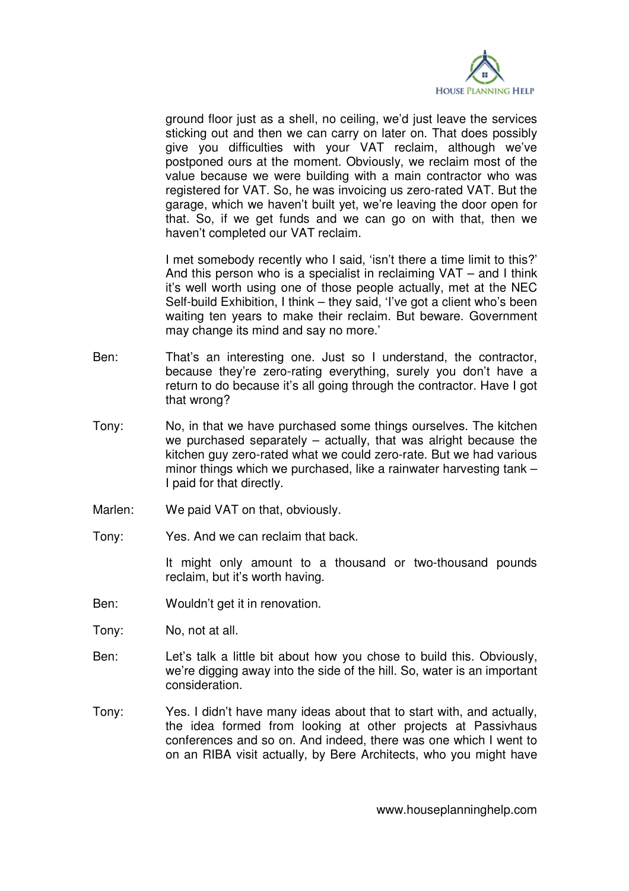ground floor just as a shell, no ceiling, we'd just leave the services sticking out and then we can carry on later on. That does possibly give you difficulties with your VAT reclaim, although we've postponed ours at the moment. Obviously, we reclaim most of the value because we were building with a main contractor who was registered for VAT. So, he was invoicing us zero-rated VAT. But the garage, which we haven't built yet, we're leaving the door open for that. So, if we get funds and we can go on with that, then we haven't completed our VAT reclaim.

I met somebody recently who I said, 'isn't there a time limit to this?' And this person who is a specialist in reclaiming VAT – and I think it's well worth using one of those people actually, met at the NEC Self-build Exhibition, I think – they said, 'I've got a client who's been waiting ten years to make their reclaim. But beware. Government may change its mind and say no more.'

Ben: That's an interesting one. Just so I understand, the contractor, because they're zero-rating everything, surely you don't have a return to do because it's all going through the contractor. Have I got that wrong?

Tony: No, in that we have purchased some things ourselves. The kitchen we purchased separately – actually, that was alright because the kitchen guy zero-rated what we could zero-rate. But we had various minor things which we purchased, like a rainwater harvesting tank – I paid for that directly.

Marlen: We paid VAT on that, obviously.

Tony: Yes. And we can reclaim that back.

It might only amount to a thousand or two-thousand pounds reclaim, but it's worth having.

Ben: Wouldn't get it in renovation.

Tony: No, not at all.

Ben: Let's talk a little bit about how you chose to build this. Obviously, we're digging away into the side of the hill. So, water is an important consideration.

Tony: Yes. I didn't have many ideas about that to start with, and actually, the idea formed from looking at other projects at Passivhaus conferences and so on. And indeed, there was one which I went to on an RIBA visit actually, by Bere Architects, who you might have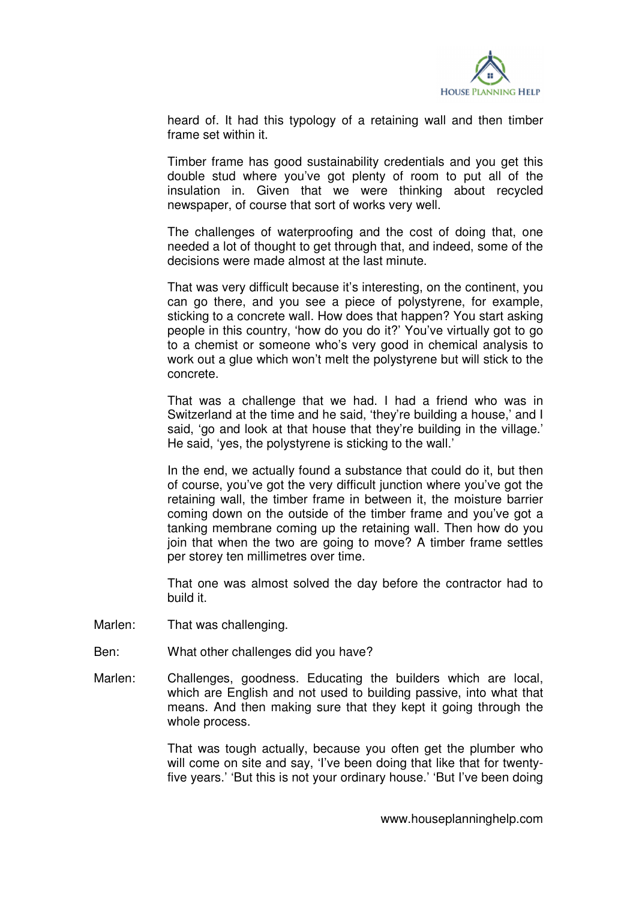heard of. It had this typology of a retaining wall and then timber frame set within it.

Timber frame has good sustainability credentials and you get this double stud where you've got plenty of room to put all of the insulation in. Given that we were thinking about recycled newspaper, of course that sort of works very well.

The challenges of waterproofing and the cost of doing that, one needed a lot of thought to get through that, and indeed, some of the decisions were made almost at the last minute.

That was very difficult because it's interesting, on the continent, you can go there, and you see a piece of polystyrene, for example, sticking to a concrete wall. How does that happen? You start asking people in this country, 'how do you do it?' You've virtually got to go to a chemist or someone who's very good in chemical analysis to work out a glue which won't melt the polystyrene but will stick to the concrete.

That was a challenge that we had. I had a friend who was in Switzerland at the time and he said, 'they're building a house,' and I said, 'go and look at that house that they're building in the village.' He said, 'yes, the polystyrene is sticking to the wall.'

In the end, we actually found a substance that could do it, but then of course, you've got the very difficult junction where you've got the retaining wall, the timber frame in between it, the moisture barrier coming down on the outside of the timber frame and you've got a tanking membrane coming up the retaining wall. Then how do you join that when the two are going to move? A timber frame settles per storey ten millimetres over time.

That one was almost solved the day before the contractor had to build it.

Marlen: That was challenging.

Ben: What other challenges did you have?

Marlen: Challenges, goodness. Educating the builders which are local, which are English and not used to building passive, into what that means. And then making sure that they kept it going through the whole process.

That was tough actually, because you often get the plumber who will come on site and say, 'I've been doing that like that for twenty-five years.' 'But this is not your ordinary house.' 'But I've been doing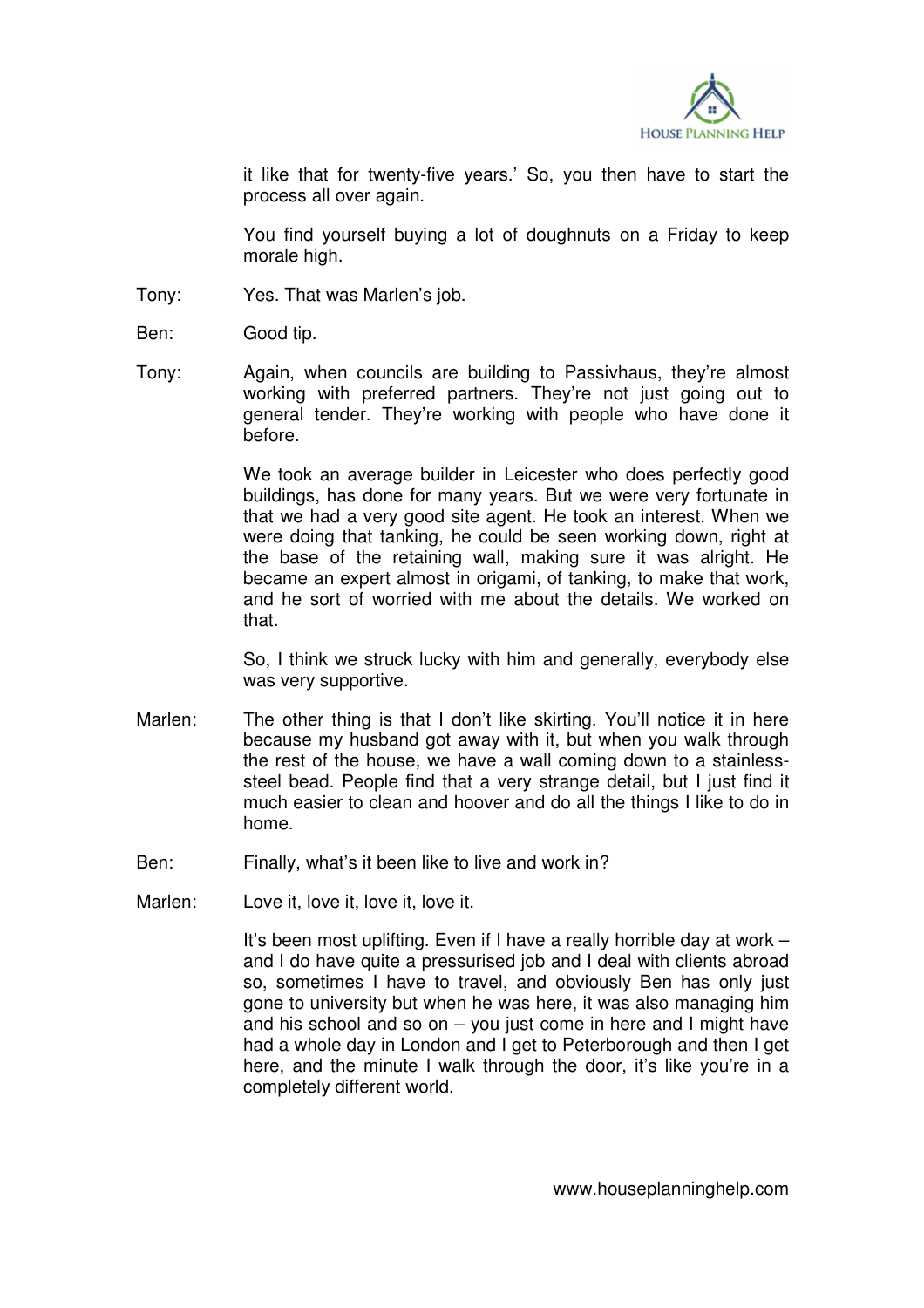it like that for twenty-five years.' So, you then have to start the process all over again.

You find yourself buying a lot of doughnuts on a Friday to keep morale high.

Tony: Yes. That was Marlen's job.

Ben: Good tip.

Tony: Again, when councils are building to Passivhaus, they're almost working with preferred partners. They're not just going out to general tender. They're working with people who have done it before.

We took an average builder in Leicester who does perfectly good buildings, has done for many years. But we were very fortunate in that we had a very good site agent. He took an interest. When we were doing that tanking, he could be seen working down, right at the base of the retaining wall, making sure it was alright. He became an expert almost in origami, of tanking, to make that work, and he sort of worried with me about the details. We worked on that.

So, I think we struck lucky with him and generally, everybody else was very supportive.

Marlen: The other thing is that I don't like skirting. You'll notice it in here because my husband got away with it, but when you walk through the rest of the house, we have a wall coming down to a stainless-steel bead. People find that a very strange detail, but I just find it much easier to clean and hoover and do all the things I like to do in home.

Ben: Finally, what's it been like to live and work in?

Marlen: Love it, love it, love it, love it.

It's been most uplifting. Even if I have a really horrible day at work – and I do have quite a pressurised job and I deal with clients abroad so, sometimes I have to travel, and obviously Ben has only just gone to university but when he was here, it was also managing him and his school and so on – you just come in here and I might have had a whole day in London and I get to Peterborough and then I get here, and the minute I walk through the door, it's like you're in a completely different world.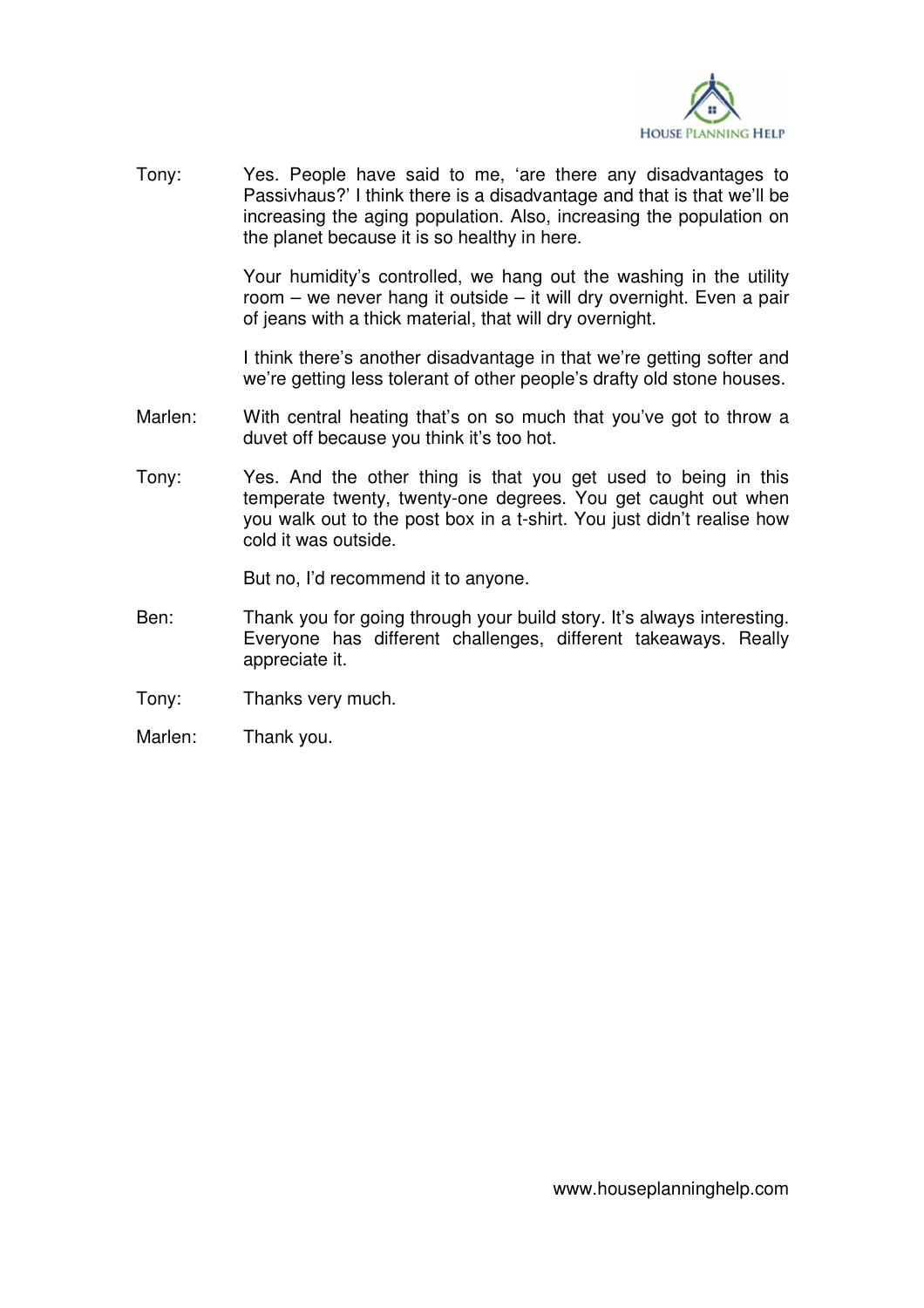Tony: Yes. People have said to me, 'are there any disadvantages to Passivhaus?' I think there is a disadvantage and that is that we'll be increasing the aging population. Also, increasing the population on the planet because it is so healthy in here.

Your humidity's controlled, we hang out the washing in the utility room – we never hang it outside – it will dry overnight. Even a pair of jeans with a thick material, that will dry overnight.

I think there's another disadvantage in that we're getting softer and we're getting less tolerant of other people's drafty old stone houses.

Marlen: With central heating that's on so much that you've got to throw a duvet off because you think it's too hot.

Tony: Yes. And the other thing is that you get used to being in this temperate twenty, twenty-one degrees. You get caught out when you walk out to the post box in a t-shirt. You just didn't realise how cold it was outside.

But no, I'd recommend it to anyone.

Ben: Thank you for going through your build story. It's always interesting. Everyone has different challenges, different takeaways. Really appreciate it.

Tony: Thanks very much.

Marlen: Thank you.